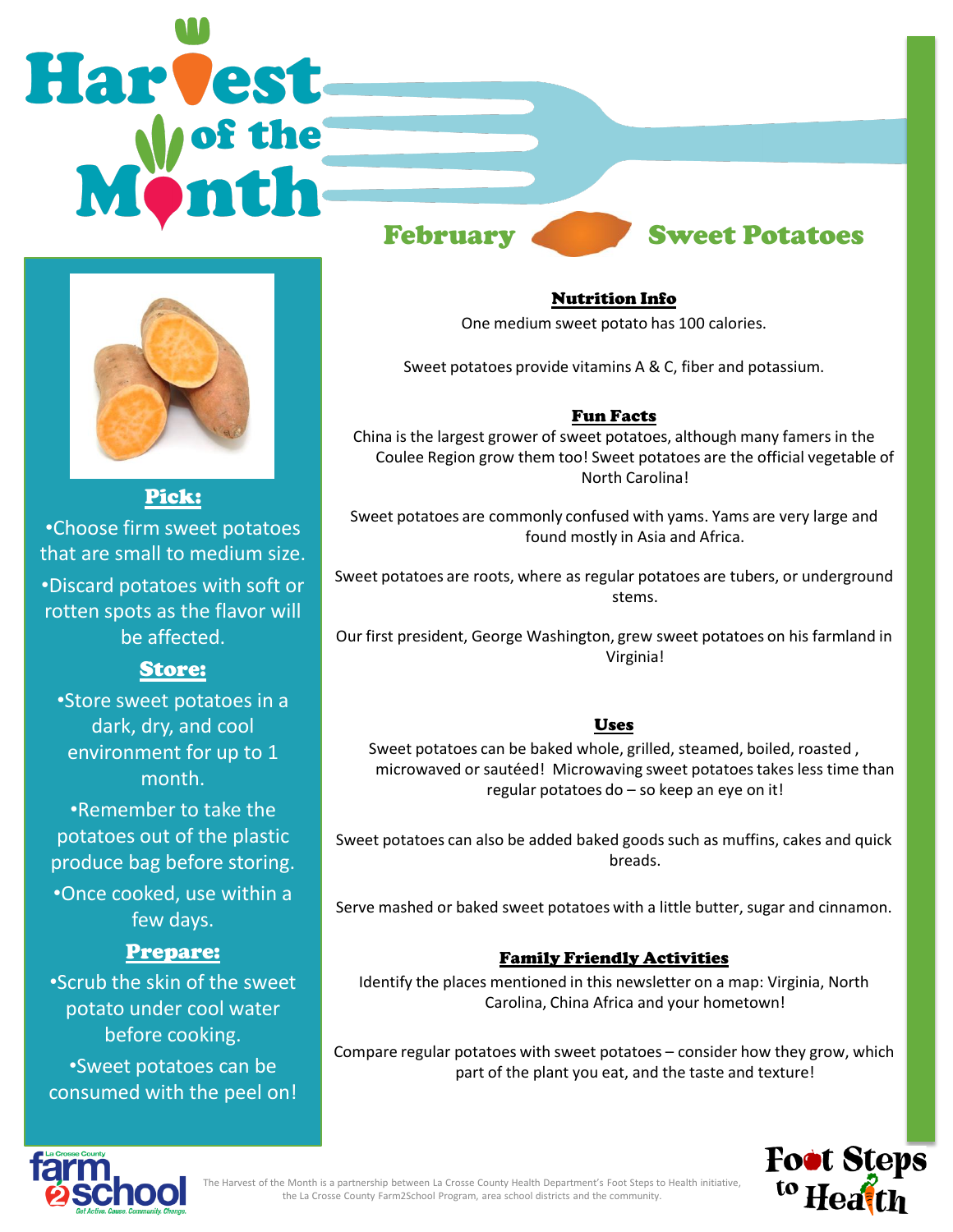# Harvest of the Month

## February — Sweet Potatoes

### Pick:

- Choose firm sweet potatoes that are small to medium size.
- Discard potatoes with soft or rotten spots as the flavor will be affected.

### Store:

- Store sweet potatoes in a dark, dry, and cool environment for up to 1 month.
- Remember to take the potatoes out of the plastic produce bag before storing.
- Once cooked, use within a few days.

### Prepare:

- Scrub the skin of the sweet potato under cool water before cooking.
- Sweet potatoes can be consumed with the peel on!

### Nutrition Info

One medium sweet potato has 100 calories.

Sweet potatoes provide vitamins A & C, fiber and potassium.

### Fun Facts

China is the largest grower of sweet potatoes, although many famers in the Coulee Region grow them too! Sweet potatoes are the official vegetable of North Carolina!

Sweet potatoes are commonly confused with yams. Yams are very large and found mostly in Asia and Africa.

Sweet potatoes are roots, where as regular potatoes are tubers, or underground stems.

Our first president, George Washington, grew sweet potatoes on his farmland in Virginia!

### Uses

Sweet potatoes can be baked whole, grilled, steamed, boiled, roasted , microwaved or sautéed! Microwaving sweet potatoes takes less time than regular potatoes do – so keep an eye on it!

Sweet potatoes can also be added baked goods such as muffins, cakes and quick breads.

Serve mashed or baked sweet potatoes with a little butter, sugar and cinnamon.

### Family Friendly Activities

Identify the places mentioned in this newsletter on a map: Virginia, North Carolina, China Africa and your hometown!

Compare regular potatoes with sweet potatoes – consider how they grow, which part of the plant you eat, and the taste and texture!

La Crosse County farm2school — Get Active. Cause. Community. Change.

The Harvest of the Month is a partnership between La Crosse County Health Department's Foot Steps to Health initiative, the La Crosse County Farm2School Program, area school districts and the community.

Foot Steps to Health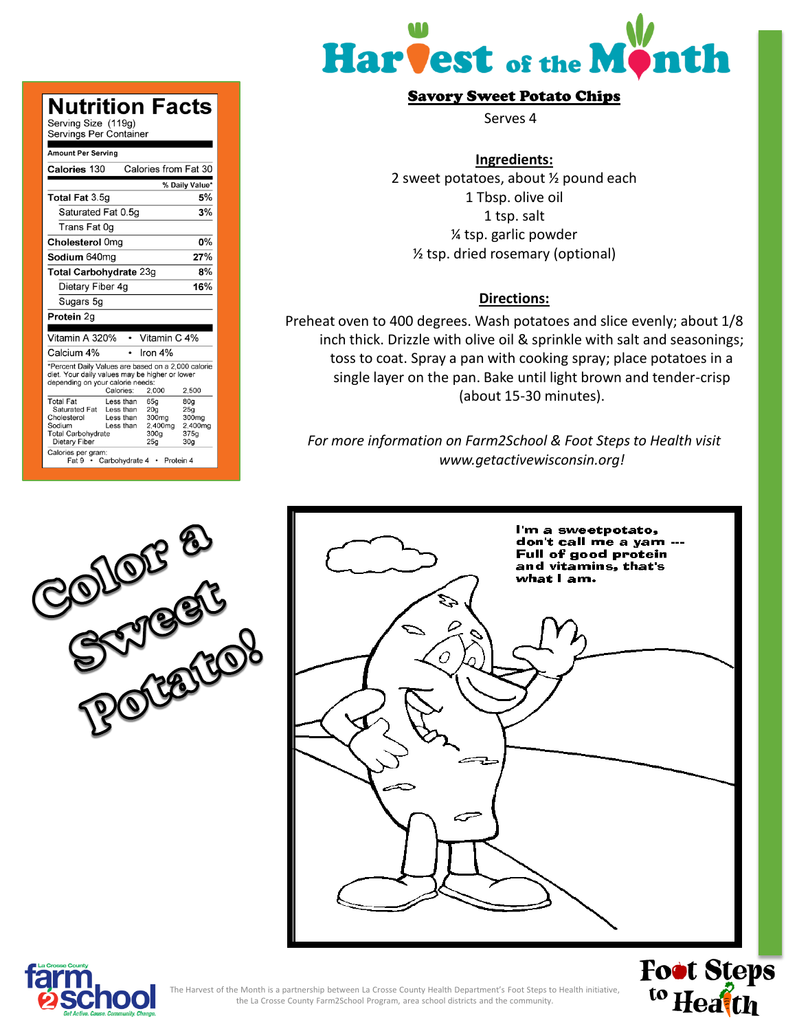# Harvest of the Month

## Savory Sweet Potato Chips

Serves 4

**Ingredients:**

2 sweet potatoes, about ½ pound each
1 Tbsp. olive oil
1 tsp. salt
¼ tsp. garlic powder
½ tsp. dried rosemary (optional)

**Directions:**

Preheat oven to 400 degrees. Wash potatoes and slice evenly; about 1/8 inch thick. Drizzle with olive oil & sprinkle with salt and seasonings; toss to coat. Spray a pan with cooking spray; place potatoes in a single layer on the pan. Bake until light brown and tender-crisp (about 15-30 minutes).

*For more information on Farm2School & Foot Steps to Health visit www.getactivewisconsin.org!*

## Nutrition Facts

Serving Size (119g)
Servings Per Container

Amount Per Serving

| | |
|---|---|
| Calories 130 | Calories from Fat 30 |
| | % Daily Value* |
| Total Fat 3.5g | 5% |
| Saturated Fat 0.5g | 3% |
| Trans Fat 0g | |
| Cholesterol 0mg | 0% |
| Sodium 640mg | 27% |
| Total Carbohydrate 23g | 8% |
| Dietary Fiber 4g | 16% |
| Sugars 5g | |
| Protein 2g | |
| Vitamin A 320% | Vitamin C 4% |
| Calcium 4% | Iron 4% |

*Percent Daily Values are based on a 2,000 calorie diet. Your daily values may be higher or lower depending on your calorie needs:

| | | Calories: | 2,000 | 2,500 |
|---|---|---|---|---|
| Total Fat | | Less than | 65g | 80g |
| Saturated Fat | | Less than | 20g | 25g |
| Cholesterol | | Less than | 300mg | 300mg |
| Sodium | | Less than | 2,400mg | 2,400mg |
| Total Carbohydrate | | | 300g | 375g |
| Dietary Fiber | | | 25g | 30g |

Calories per gram:
Fat 9 • Carbohydrate 4 • Protein 4

**Color a Sweet Potato!**

I'm a sweetpotato, don't call me a yam --- Full of good protein and vitamins, that's what I am.

The Harvest of the Month is a partnership between La Crosse County Health Department's Foot Steps to Health initiative, the La Crosse County Farm2School Program, area school districts and the community.